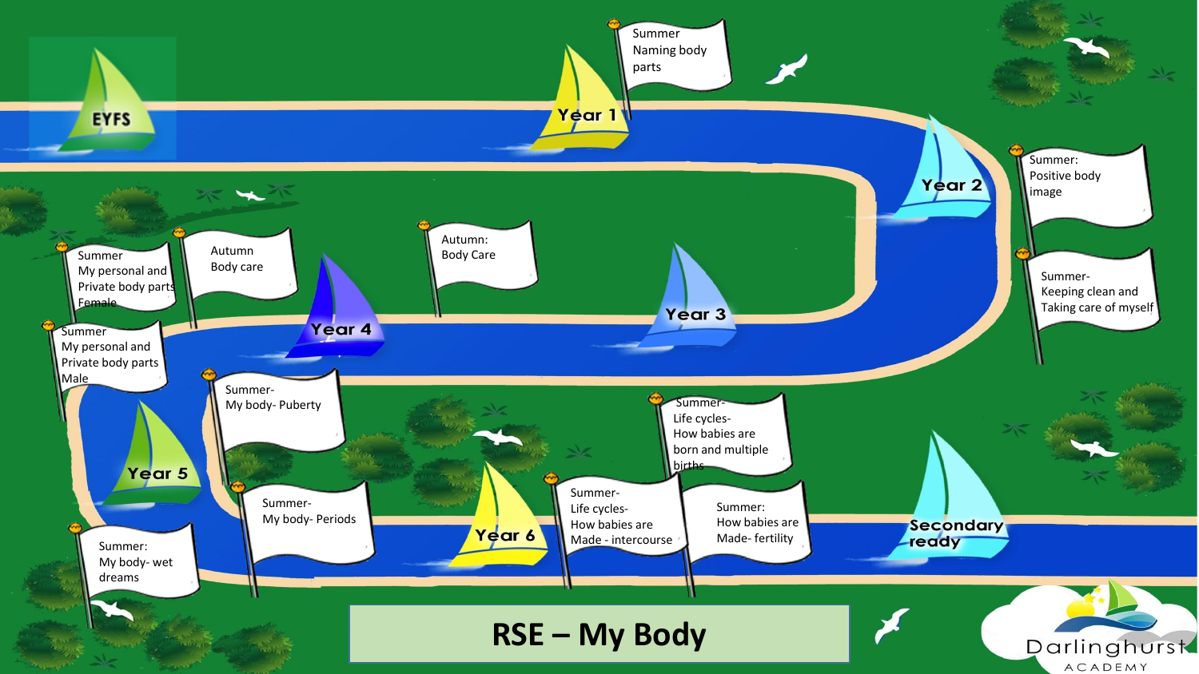# RSE – My Body

## EYFS

## Year 1

Summer
Naming body parts

## Year 2

Summer:
Positive body image

Summer-
Keeping clean and Taking care of myself

## Year 3

Autumn:
Body Care

## Year 4

Autumn
Body care

Summer
My personal and Private body parts
Female

Summer
My personal and Private body parts
Male

## Year 5

Summer-
My body- Puberty

Summer-
My body- Periods

Summer:
My body- wet dreams

## Year 6

Summer-
Life cycles-
How babies are Made - intercourse

Summer:
How babies are Made- fertility

Summer-
Life cycles-
How babies are born and multiple births

## Secondary ready

Darlinghurst Academy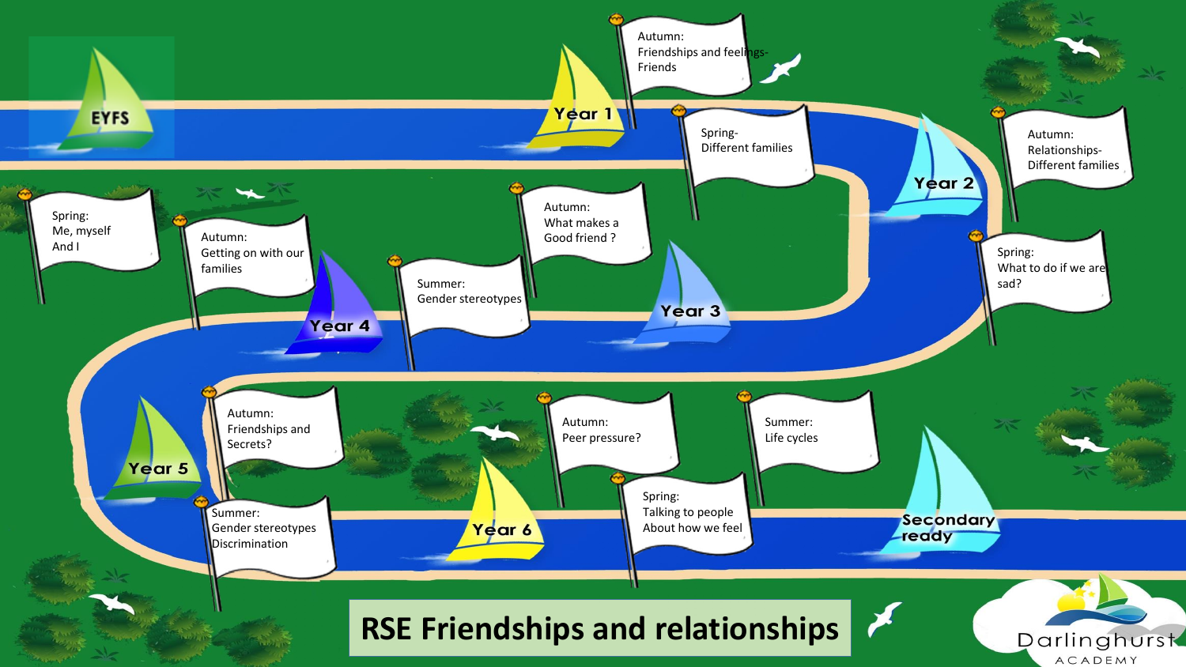# RSE Friendships and relationships

**EYFS**

- Spring: Me, myself And I

**Year 1**

- Autumn: Friendships and feelings- Friends
- Spring- Different families

**Year 2**

- Autumn: Relationships- Different families
- Spring: What to do if we are sad?

**Year 3**

- Autumn: What makes a Good friend ?
- Summer: Gender stereotypes

**Year 4**

- Autumn: Getting on with our families

**Year 5**

- Autumn: Friendships and Secrets?
- Summer: Gender stereotypes Discrimination

**Year 6**

- Autumn: Peer pressure?
- Spring: Talking to people About how we feel
- Summer: Life cycles

**Secondary ready**

Darlinghurst ACADEMY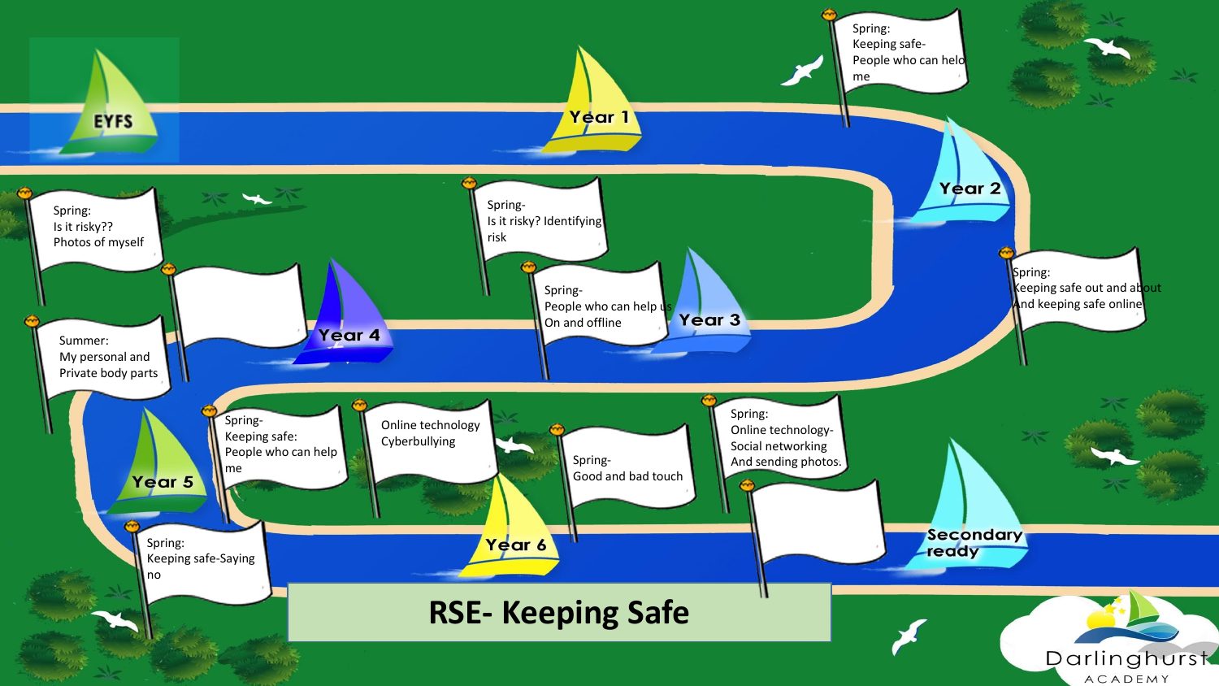# RSE- Keeping Safe

EYFS

Year 1

Spring:
Keeping safe-
People who can help
me

Year 2

Spring:
Keeping safe out and about
And keeping safe online

Spring-
Is it risky? Identifying
risk

Spring-
People who can help us
On and offline

Year 3

Spring:
Is it risky??
Photos of myself

Year 4

Summer:
My personal and
Private body parts

Year 5

Spring-
Keeping safe:
People who can help
me

Online technology
Cyberbullying

Spring-
Good and bad touch

Spring:
Online technology-
Social Networking
And sending photos.

Spring:
Keeping safe-Saying
no

Year 6

Secondary
ready

Darlinghurst
ACADEMY